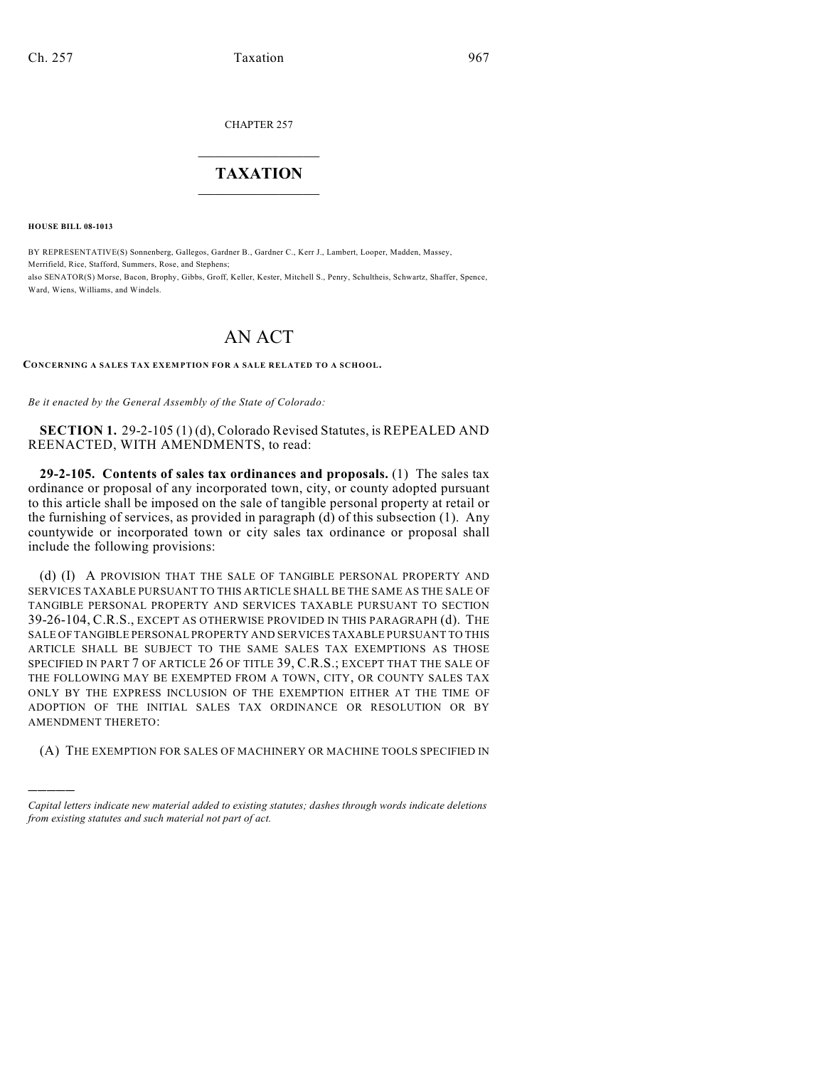CHAPTER 257

# TAXATION

**HOUSE BILL 08-1013**

BY REPRESENTATIVE(S) Sonnenberg, Gallegos, Gardner B., Gardner C., Kerr J., Lambert, Looper, Madden, Massey, Merrifield, Rice, Stafford, Summers, Rose, and Stephens;
also SENATOR(S) Morse, Bacon, Brophy, Gibbs, Groff, Keller, Kester, Mitchell S., Penry, Schultheis, Schwartz, Shaffer, Spence, Ward, Wiens, Williams, and Windels.

# AN ACT

**CONCERNING A SALES TAX EXEMPTION FOR A SALE RELATED TO A SCHOOL.**

*Be it enacted by the General Assembly of the State of Colorado:*

**SECTION 1.** 29-2-105 (1) (d), Colorado Revised Statutes, is REPEALED AND REENACTED, WITH AMENDMENTS, to read:

**29-2-105. Contents of sales tax ordinances and proposals.** (1) The sales tax ordinance or proposal of any incorporated town, city, or county adopted pursuant to this article shall be imposed on the sale of tangible personal property at retail or the furnishing of services, as provided in paragraph (d) of this subsection (1). Any countywide or incorporated town or city sales tax ordinance or proposal shall include the following provisions:

(d) (I) A PROVISION THAT THE SALE OF TANGIBLE PERSONAL PROPERTY AND SERVICES TAXABLE PURSUANT TO THIS ARTICLE SHALL BE THE SAME AS THE SALE OF TANGIBLE PERSONAL PROPERTY AND SERVICES TAXABLE PURSUANT TO SECTION 39-26-104, C.R.S., EXCEPT AS OTHERWISE PROVIDED IN THIS PARAGRAPH (d). THE SALE OF TANGIBLE PERSONAL PROPERTY AND SERVICES TAXABLE PURSUANT TO THIS ARTICLE SHALL BE SUBJECT TO THE SAME SALES TAX EXEMPTIONS AS THOSE SPECIFIED IN PART 7 OF ARTICLE 26 OF TITLE 39, C.R.S.; EXCEPT THAT THE SALE OF THE FOLLOWING MAY BE EXEMPTED FROM A TOWN, CITY, OR COUNTY SALES TAX ONLY BY THE EXPRESS INCLUSION OF THE EXEMPTION EITHER AT THE TIME OF ADOPTION OF THE INITIAL SALES TAX ORDINANCE OR RESOLUTION OR BY AMENDMENT THERETO:

(A) THE EXEMPTION FOR SALES OF MACHINERY OR MACHINE TOOLS SPECIFIED IN

———

*Capital letters indicate new material added to existing statutes; dashes through words indicate deletions from existing statutes and such material not part of act.*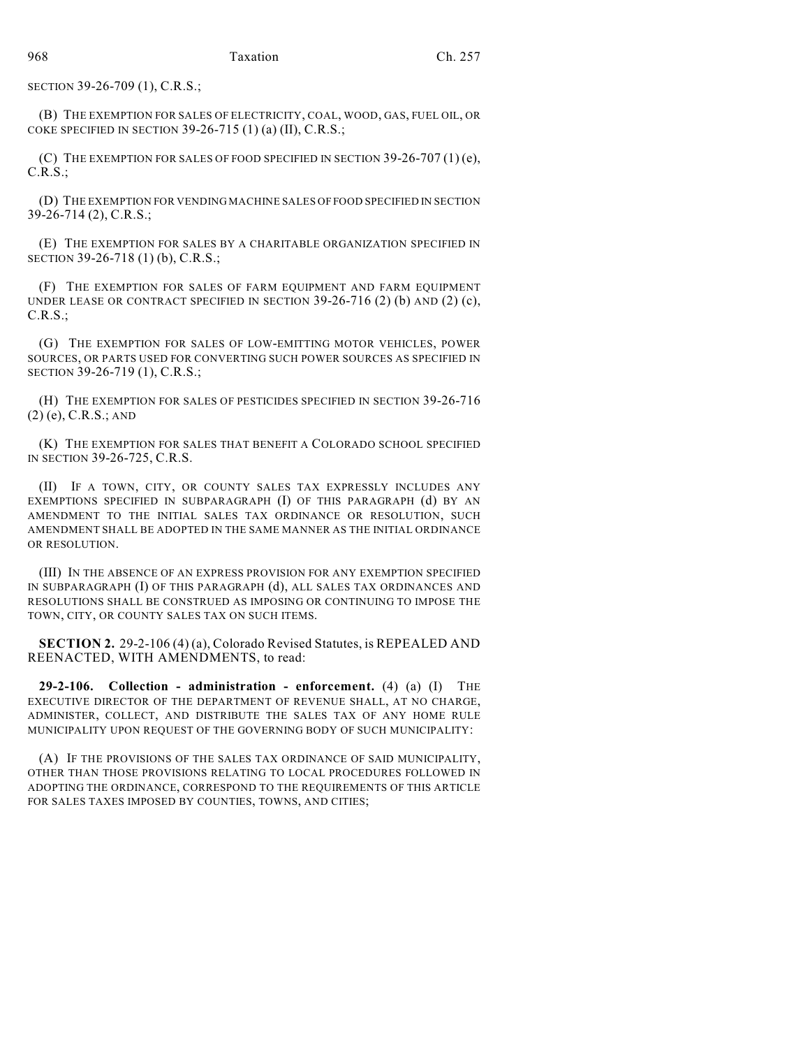SECTION 39-26-709 (1), C.R.S.;

(B) THE EXEMPTION FOR SALES OF ELECTRICITY, COAL, WOOD, GAS, FUEL OIL, OR COKE SPECIFIED IN SECTION 39-26-715 (1) (a) (II), C.R.S.;

(C) THE EXEMPTION FOR SALES OF FOOD SPECIFIED IN SECTION 39-26-707 (1) (e), C.R.S.;

(D) THE EXEMPTION FOR VENDING MACHINE SALES OF FOOD SPECIFIED IN SECTION 39-26-714 (2), C.R.S.;

(E) THE EXEMPTION FOR SALES BY A CHARITABLE ORGANIZATION SPECIFIED IN SECTION 39-26-718 (1) (b), C.R.S.;

(F) THE EXEMPTION FOR SALES OF FARM EQUIPMENT AND FARM EQUIPMENT UNDER LEASE OR CONTRACT SPECIFIED IN SECTION 39-26-716 (2) (b) AND (2) (c), C.R.S.;

(G) THE EXEMPTION FOR SALES OF LOW-EMITTING MOTOR VEHICLES, POWER SOURCES, OR PARTS USED FOR CONVERTING SUCH POWER SOURCES AS SPECIFIED IN SECTION 39-26-719 (1), C.R.S.;

(H) THE EXEMPTION FOR SALES OF PESTICIDES SPECIFIED IN SECTION 39-26-716 (2) (e), C.R.S.; AND

(K) THE EXEMPTION FOR SALES THAT BENEFIT A COLORADO SCHOOL SPECIFIED IN SECTION 39-26-725, C.R.S.

(II) IF A TOWN, CITY, OR COUNTY SALES TAX EXPRESSLY INCLUDES ANY EXEMPTIONS SPECIFIED IN SUBPARAGRAPH (I) OF THIS PARAGRAPH (d) BY AN AMENDMENT TO THE INITIAL SALES TAX ORDINANCE OR RESOLUTION, SUCH AMENDMENT SHALL BE ADOPTED IN THE SAME MANNER AS THE INITIAL ORDINANCE OR RESOLUTION.

(III) IN THE ABSENCE OF AN EXPRESS PROVISION FOR ANY EXEMPTION SPECIFIED IN SUBPARAGRAPH (I) OF THIS PARAGRAPH (d), ALL SALES TAX ORDINANCES AND RESOLUTIONS SHALL BE CONSTRUED AS IMPOSING OR CONTINUING TO IMPOSE THE TOWN, CITY, OR COUNTY SALES TAX ON SUCH ITEMS.

**SECTION 2.** 29-2-106 (4) (a), Colorado Revised Statutes, is REPEALED AND REENACTED, WITH AMENDMENTS, to read:

**29-2-106. Collection - administration - enforcement.** (4) (a) (I) THE EXECUTIVE DIRECTOR OF THE DEPARTMENT OF REVENUE SHALL, AT NO CHARGE, ADMINISTER, COLLECT, AND DISTRIBUTE THE SALES TAX OF ANY HOME RULE MUNICIPALITY UPON REQUEST OF THE GOVERNING BODY OF SUCH MUNICIPALITY:

(A) IF THE PROVISIONS OF THE SALES TAX ORDINANCE OF SAID MUNICIPALITY, OTHER THAN THOSE PROVISIONS RELATING TO LOCAL PROCEDURES FOLLOWED IN ADOPTING THE ORDINANCE, CORRESPOND TO THE REQUIREMENTS OF THIS ARTICLE FOR SALES TAXES IMPOSED BY COUNTIES, TOWNS, AND CITIES;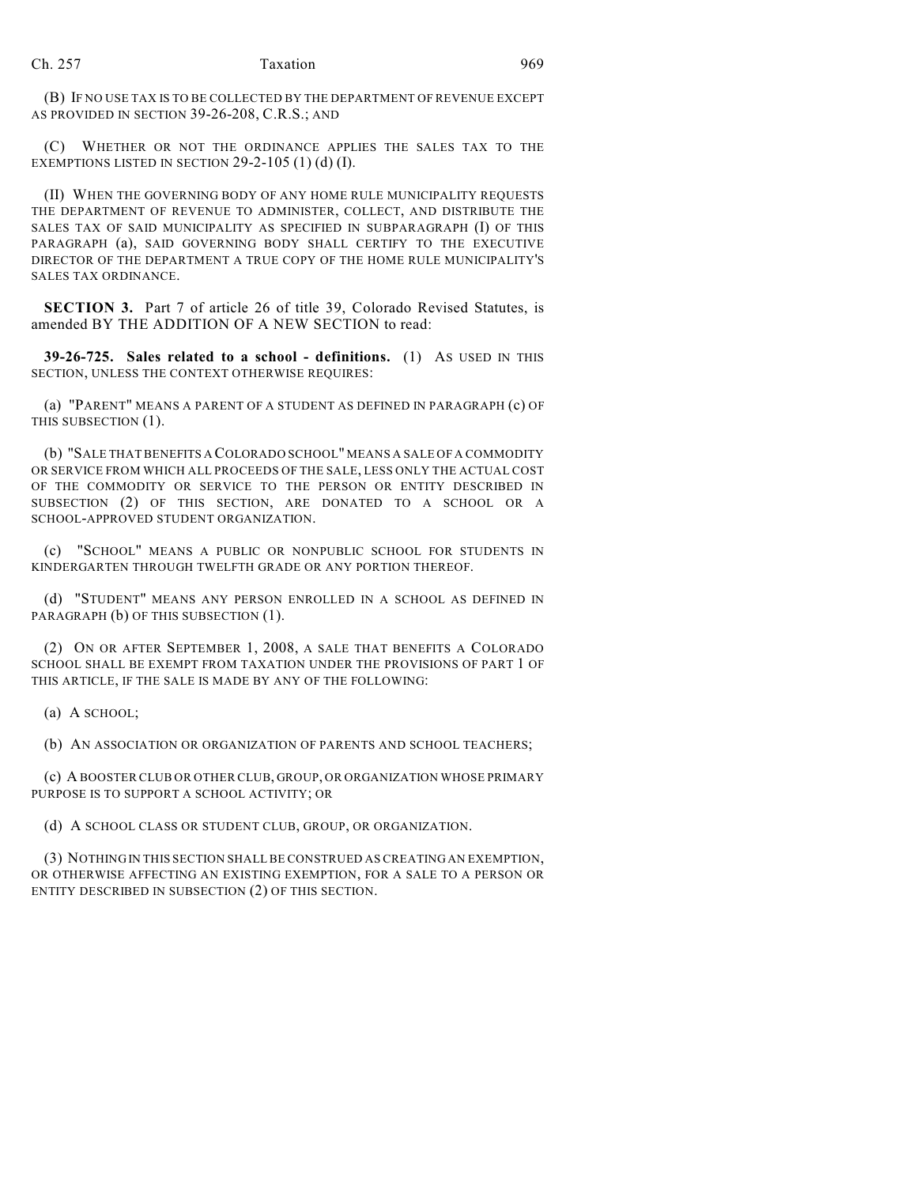(B) IF NO USE TAX IS TO BE COLLECTED BY THE DEPARTMENT OF REVENUE EXCEPT AS PROVIDED IN SECTION 39-26-208, C.R.S.; AND

(C) WHETHER OR NOT THE ORDINANCE APPLIES THE SALES TAX TO THE EXEMPTIONS LISTED IN SECTION 29-2-105 (1) (d) (I).

(II) WHEN THE GOVERNING BODY OF ANY HOME RULE MUNICIPALITY REQUESTS THE DEPARTMENT OF REVENUE TO ADMINISTER, COLLECT, AND DISTRIBUTE THE SALES TAX OF SAID MUNICIPALITY AS SPECIFIED IN SUBPARAGRAPH (I) OF THIS PARAGRAPH (a), SAID GOVERNING BODY SHALL CERTIFY TO THE EXECUTIVE DIRECTOR OF THE DEPARTMENT A TRUE COPY OF THE HOME RULE MUNICIPALITY'S SALES TAX ORDINANCE.

**SECTION 3.** Part 7 of article 26 of title 39, Colorado Revised Statutes, is amended BY THE ADDITION OF A NEW SECTION to read:

**39-26-725. Sales related to a school - definitions.** (1) AS USED IN THIS SECTION, UNLESS THE CONTEXT OTHERWISE REQUIRES:

(a) "PARENT" MEANS A PARENT OF A STUDENT AS DEFINED IN PARAGRAPH (c) OF THIS SUBSECTION (1).

(b) "SALE THAT BENEFITS A COLORADO SCHOOL" MEANS A SALE OF A COMMODITY OR SERVICE FROM WHICH ALL PROCEEDS OF THE SALE, LESS ONLY THE ACTUAL COST OF THE COMMODITY OR SERVICE TO THE PERSON OR ENTITY DESCRIBED IN SUBSECTION (2) OF THIS SECTION, ARE DONATED TO A SCHOOL OR A SCHOOL-APPROVED STUDENT ORGANIZATION.

(c) "SCHOOL" MEANS A PUBLIC OR NONPUBLIC SCHOOL FOR STUDENTS IN KINDERGARTEN THROUGH TWELFTH GRADE OR ANY PORTION THEREOF.

(d) "STUDENT" MEANS ANY PERSON ENROLLED IN A SCHOOL AS DEFINED IN PARAGRAPH (b) OF THIS SUBSECTION (1).

(2) ON OR AFTER SEPTEMBER 1, 2008, A SALE THAT BENEFITS A COLORADO SCHOOL SHALL BE EXEMPT FROM TAXATION UNDER THE PROVISIONS OF PART 1 OF THIS ARTICLE, IF THE SALE IS MADE BY ANY OF THE FOLLOWING:

(a) A SCHOOL;

(b) AN ASSOCIATION OR ORGANIZATION OF PARENTS AND SCHOOL TEACHERS;

(c) A BOOSTER CLUB OR OTHER CLUB, GROUP, OR ORGANIZATION WHOSE PRIMARY PURPOSE IS TO SUPPORT A SCHOOL ACTIVITY; OR

(d) A SCHOOL CLASS OR STUDENT CLUB, GROUP, OR ORGANIZATION.

(3) NOTHING IN THIS SECTION SHALL BE CONSTRUED AS CREATING AN EXEMPTION, OR OTHERWISE AFFECTING AN EXISTING EXEMPTION, FOR A SALE TO A PERSON OR ENTITY DESCRIBED IN SUBSECTION (2) OF THIS SECTION.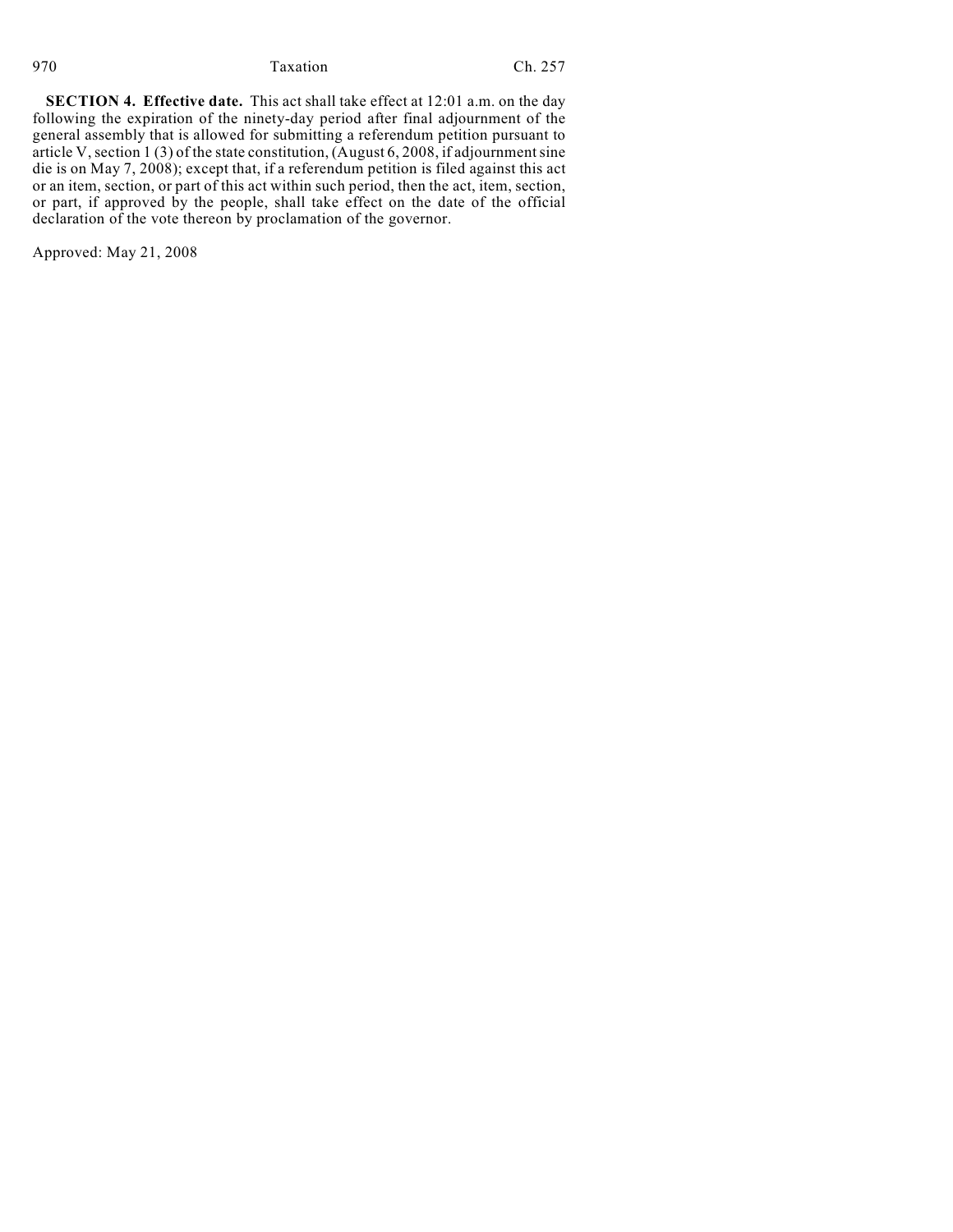**SECTION 4. Effective date.** This act shall take effect at 12:01 a.m. on the day following the expiration of the ninety-day period after final adjournment of the general assembly that is allowed for submitting a referendum petition pursuant to article V, section 1 (3) of the state constitution, (August 6, 2008, if adjournment sine die is on May 7, 2008); except that, if a referendum petition is filed against this act or an item, section, or part of this act within such period, then the act, item, section, or part, if approved by the people, shall take effect on the date of the official declaration of the vote thereon by proclamation of the governor.

Approved: May 21, 2008